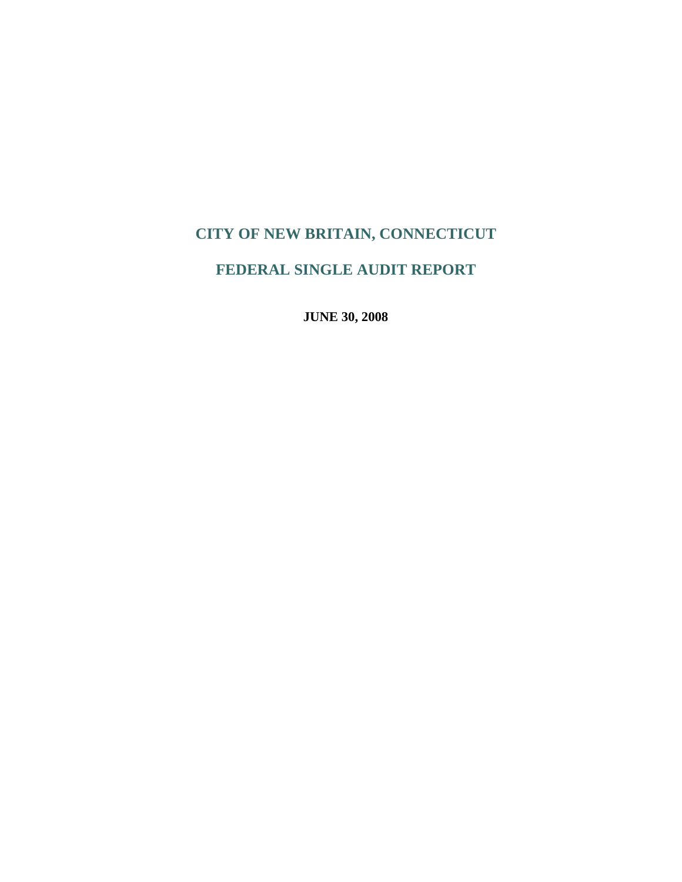# CITY OF NEW BRITAIN, CONNECTICUT

# FEDERAL SINGLE AUDIT REPORT

**JUNE 30, 2008**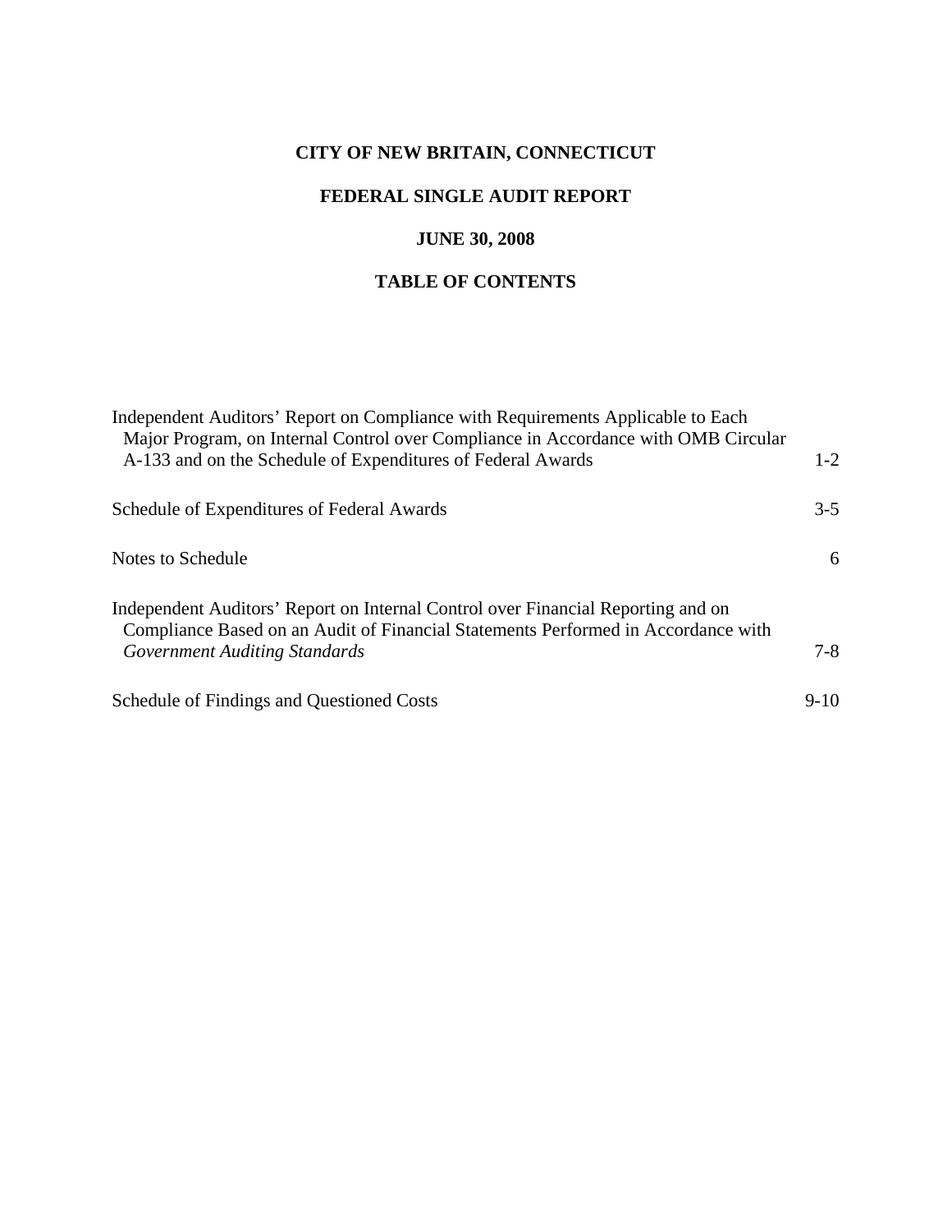# CITY OF NEW BRITAIN, CONNECTICUT

## FEDERAL SINGLE AUDIT REPORT

## JUNE 30, 2008

## TABLE OF CONTENTS

| | |
|---|---|
| Independent Auditors' Report on Compliance with Requirements Applicable to Each Major Program, on Internal Control over Compliance in Accordance with OMB Circular A-133 and on the Schedule of Expenditures of Federal Awards | 1-2 |
| Schedule of Expenditures of Federal Awards | 3-5 |
| Notes to Schedule | 6 |
| Independent Auditors' Report on Internal Control over Financial Reporting and on Compliance Based on an Audit of Financial Statements Performed in Accordance with *Government Auditing Standards* | 7-8 |
| Schedule of Findings and Questioned Costs | 9-10 |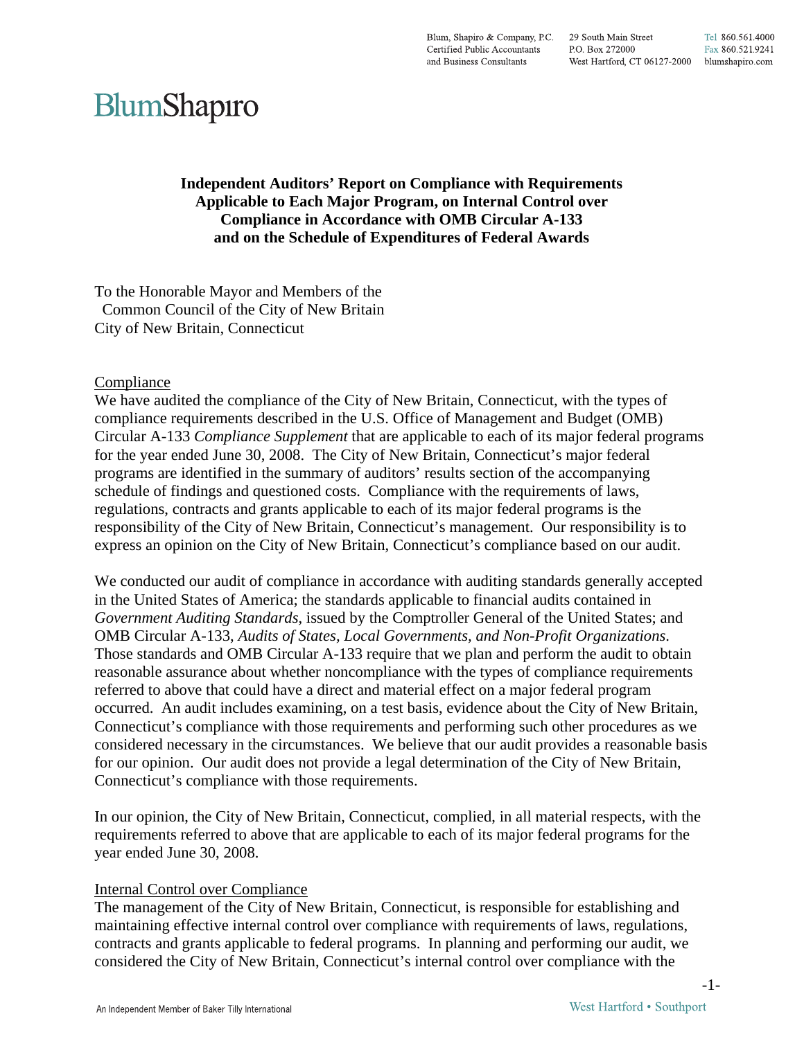# Independent Auditors' Report on Compliance with Requirements Applicable to Each Major Program, on Internal Control over Compliance in Accordance with OMB Circular A-133 and on the Schedule of Expenditures of Federal Awards

To the Honorable Mayor and Members of the
Common Council of the City of New Britain
City of New Britain, Connecticut

Compliance

We have audited the compliance of the City of New Britain, Connecticut, with the types of compliance requirements described in the U.S. Office of Management and Budget (OMB) Circular A-133 *Compliance Supplement* that are applicable to each of its major federal programs for the year ended June 30, 2008. The City of New Britain, Connecticut's major federal programs are identified in the summary of auditors' results section of the accompanying schedule of findings and questioned costs. Compliance with the requirements of laws, regulations, contracts and grants applicable to each of its major federal programs is the responsibility of the City of New Britain, Connecticut's management. Our responsibility is to express an opinion on the City of New Britain, Connecticut's compliance based on our audit.

We conducted our audit of compliance in accordance with auditing standards generally accepted in the United States of America; the standards applicable to financial audits contained in *Government Auditing Standards*, issued by the Comptroller General of the United States; and OMB Circular A-133, *Audits of States, Local Governments, and Non-Profit Organizations*. Those standards and OMB Circular A-133 require that we plan and perform the audit to obtain reasonable assurance about whether noncompliance with the types of compliance requirements referred to above that could have a direct and material effect on a major federal program occurred. An audit includes examining, on a test basis, evidence about the City of New Britain, Connecticut's compliance with those requirements and performing such other procedures as we considered necessary in the circumstances. We believe that our audit provides a reasonable basis for our opinion. Our audit does not provide a legal determination of the City of New Britain, Connecticut's compliance with those requirements.

In our opinion, the City of New Britain, Connecticut, complied, in all material respects, with the requirements referred to above that are applicable to each of its major federal programs for the year ended June 30, 2008.

Internal Control over Compliance

The management of the City of New Britain, Connecticut, is responsible for establishing and maintaining effective internal control over compliance with requirements of laws, regulations, contracts and grants applicable to federal programs. In planning and performing our audit, we considered the City of New Britain, Connecticut's internal control over compliance with the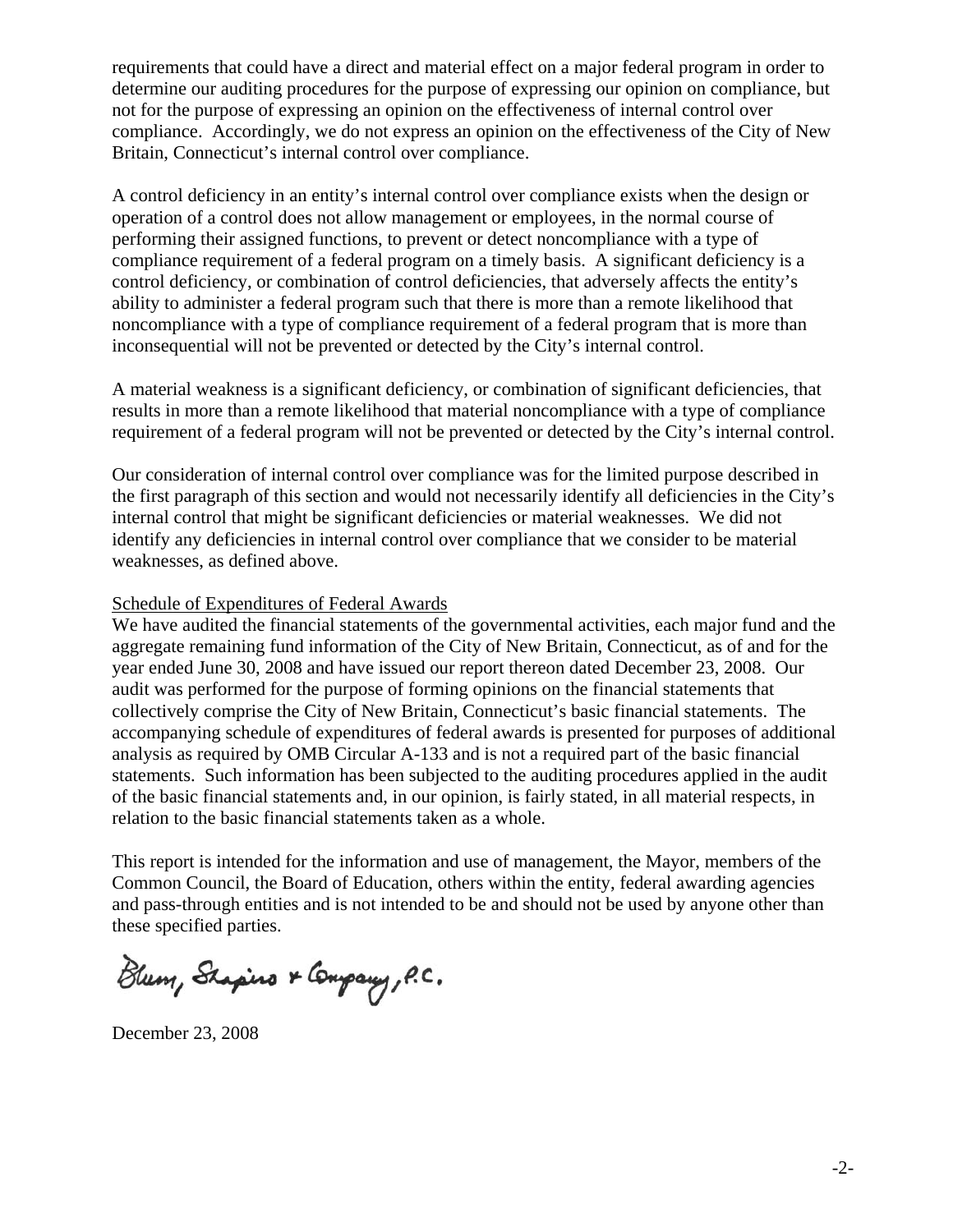requirements that could have a direct and material effect on a major federal program in order to determine our auditing procedures for the purpose of expressing our opinion on compliance, but not for the purpose of expressing an opinion on the effectiveness of internal control over compliance. Accordingly, we do not express an opinion on the effectiveness of the City of New Britain, Connecticut's internal control over compliance.

A control deficiency in an entity's internal control over compliance exists when the design or operation of a control does not allow management or employees, in the normal course of performing their assigned functions, to prevent or detect noncompliance with a type of compliance requirement of a federal program on a timely basis. A significant deficiency is a control deficiency, or combination of control deficiencies, that adversely affects the entity's ability to administer a federal program such that there is more than a remote likelihood that noncompliance with a type of compliance requirement of a federal program that is more than inconsequential will not be prevented or detected by the City's internal control.

A material weakness is a significant deficiency, or combination of significant deficiencies, that results in more than a remote likelihood that material noncompliance with a type of compliance requirement of a federal program will not be prevented or detected by the City's internal control.

Our consideration of internal control over compliance was for the limited purpose described in the first paragraph of this section and would not necessarily identify all deficiencies in the City's internal control that might be significant deficiencies or material weaknesses. We did not identify any deficiencies in internal control over compliance that we consider to be material weaknesses, as defined above.

Schedule of Expenditures of Federal Awards

We have audited the financial statements of the governmental activities, each major fund and the aggregate remaining fund information of the City of New Britain, Connecticut, as of and for the year ended June 30, 2008 and have issued our report thereon dated December 23, 2008. Our audit was performed for the purpose of forming opinions on the financial statements that collectively comprise the City of New Britain, Connecticut's basic financial statements. The accompanying schedule of expenditures of federal awards is presented for purposes of additional analysis as required by OMB Circular A-133 and is not a required part of the basic financial statements. Such information has been subjected to the auditing procedures applied in the audit of the basic financial statements and, in our opinion, is fairly stated, in all material respects, in relation to the basic financial statements taken as a whole.

This report is intended for the information and use of management, the Mayor, members of the Common Council, the Board of Education, others within the entity, federal awarding agencies and pass-through entities and is not intended to be and should not be used by anyone other than these specified parties.

Blum, Shapiro & Company, P.C.

December 23, 2008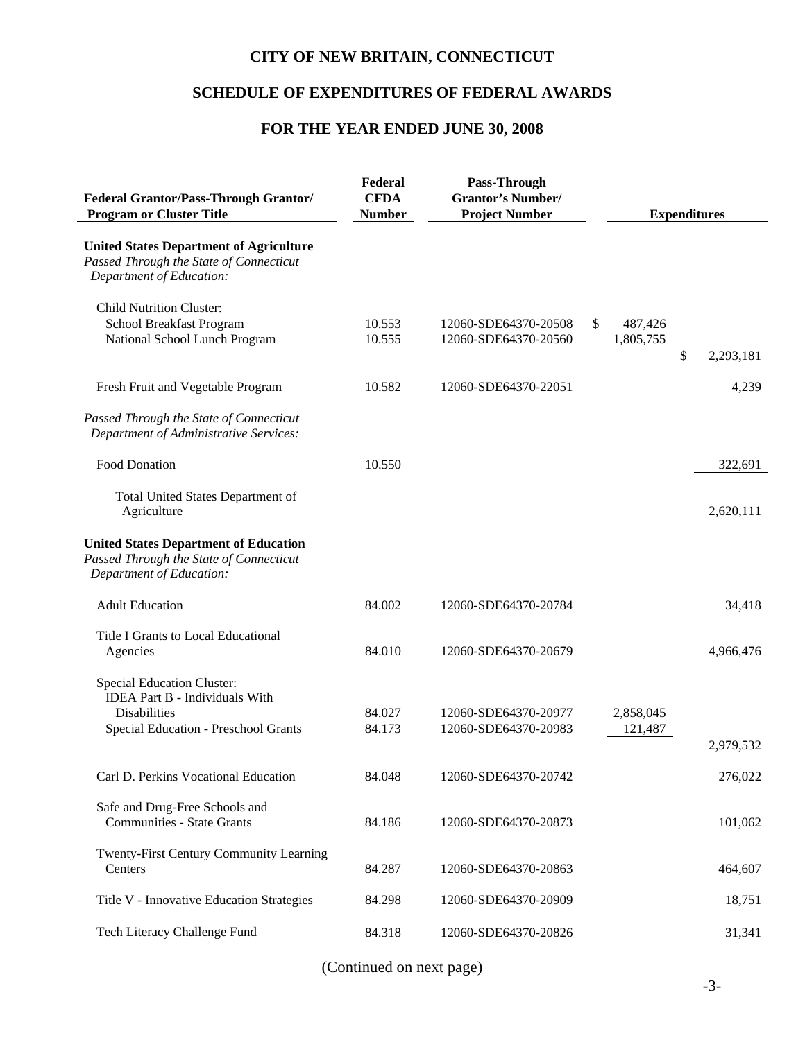# CITY OF NEW BRITAIN, CONNECTICUT

## SCHEDULE OF EXPENDITURES OF FEDERAL AWARDS

## FOR THE YEAR ENDED JUNE 30, 2008

| Federal Grantor/Pass-Through Grantor/ Program or Cluster Title | Federal CFDA Number | Pass-Through Grantor's Number/ Project Number | Expenditures | |
|---|---|---|---|---|
| **United States Department of Agriculture** | | | | |
| *Passed Through the State of Connecticut Department of Education:* | | | | |
| Child Nutrition Cluster: | | | | |
| School Breakfast Program | 10.553 | 12060-SDE64370-20508 | $ 487,426 | |
| National School Lunch Program | 10.555 | 12060-SDE64370-20560 | 1,805,755 | |
| | | | | $ 2,293,181 |
| Fresh Fruit and Vegetable Program | 10.582 | 12060-SDE64370-22051 | | 4,239 |
| *Passed Through the State of Connecticut Department of Administrative Services:* | | | | |
| Food Donation | 10.550 | | | 322,691 |
| Total United States Department of Agriculture | | | | 2,620,111 |
| **United States Department of Education** | | | | |
| *Passed Through the State of Connecticut Department of Education:* | | | | |
| Adult Education | 84.002 | 12060-SDE64370-20784 | | 34,418 |
| Title I Grants to Local Educational Agencies | 84.010 | 12060-SDE64370-20679 | | 4,966,476 |
| Special Education Cluster: | | | | |
| IDEA Part B - Individuals With Disabilities | 84.027 | 12060-SDE64370-20977 | 2,858,045 | |
| Special Education - Preschool Grants | 84.173 | 12060-SDE64370-20983 | 121,487 | |
| | | | | 2,979,532 |
| Carl D. Perkins Vocational Education | 84.048 | 12060-SDE64370-20742 | | 276,022 |
| Safe and Drug-Free Schools and Communities - State Grants | 84.186 | 12060-SDE64370-20873 | | 101,062 |
| Twenty-First Century Community Learning Centers | 84.287 | 12060-SDE64370-20863 | | 464,607 |
| Title V - Innovative Education Strategies | 84.298 | 12060-SDE64370-20909 | | 18,751 |
| Tech Literacy Challenge Fund | 84.318 | 12060-SDE64370-20826 | | 31,341 |

(Continued on next page)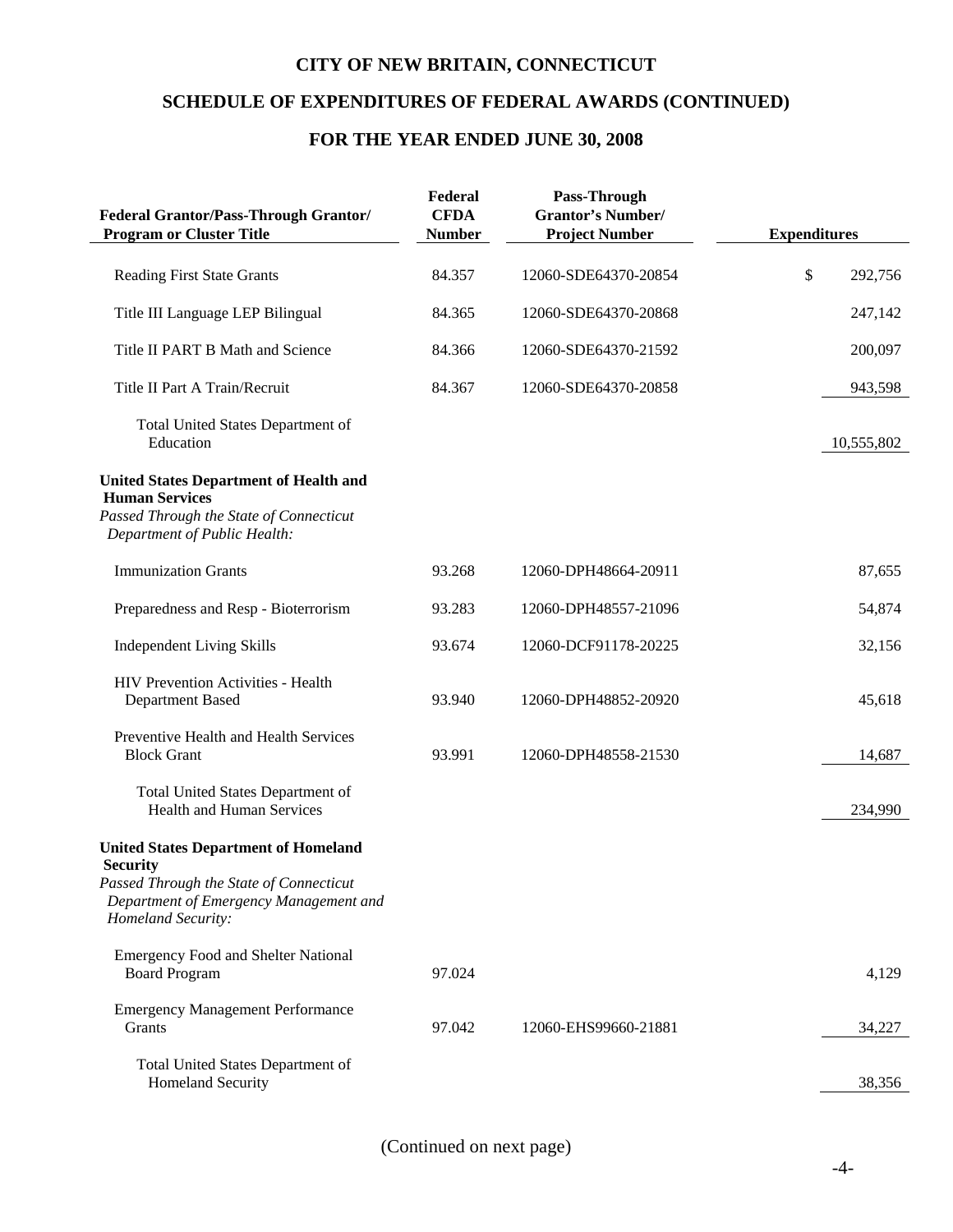# CITY OF NEW BRITAIN, CONNECTICUT

## SCHEDULE OF EXPENDITURES OF FEDERAL AWARDS (CONTINUED)

## FOR THE YEAR ENDED JUNE 30, 2008

| Federal Grantor/Pass-Through Grantor/ Program or Cluster Title | Federal CFDA Number | Pass-Through Grantor's Number/ Project Number | Expenditures |
|---|---|---|---|
| Reading First State Grants | 84.357 | 12060-SDE64370-20854 | $ 292,756 |
| Title III Language LEP Bilingual | 84.365 | 12060-SDE64370-20868 | 247,142 |
| Title II PART B Math and Science | 84.366 | 12060-SDE64370-21592 | 200,097 |
| Title II Part A Train/Recruit | 84.367 | 12060-SDE64370-20858 | 943,598 |
| Total United States Department of Education | | | 10,555,802 |
| **United States Department of Health and Human Services** | | | |
| *Passed Through the State of Connecticut Department of Public Health:* | | | |
| Immunization Grants | 93.268 | 12060-DPH48664-20911 | 87,655 |
| Preparedness and Resp - Bioterrorism | 93.283 | 12060-DPH48557-21096 | 54,874 |
| Independent Living Skills | 93.674 | 12060-DCF91178-20225 | 32,156 |
| HIV Prevention Activities - Health Department Based | 93.940 | 12060-DPH48852-20920 | 45,618 |
| Preventive Health and Health Services Block Grant | 93.991 | 12060-DPH48558-21530 | 14,687 |
| Total United States Department of Health and Human Services | | | 234,990 |
| **United States Department of Homeland Security** | | | |
| *Passed Through the State of Connecticut Department of Emergency Management and Homeland Security:* | | | |
| Emergency Food and Shelter National Board Program | 97.024 | | 4,129 |
| Emergency Management Performance Grants | 97.042 | 12060-EHS99660-21881 | 34,227 |
| Total United States Department of Homeland Security | | | 38,356 |

(Continued on next page)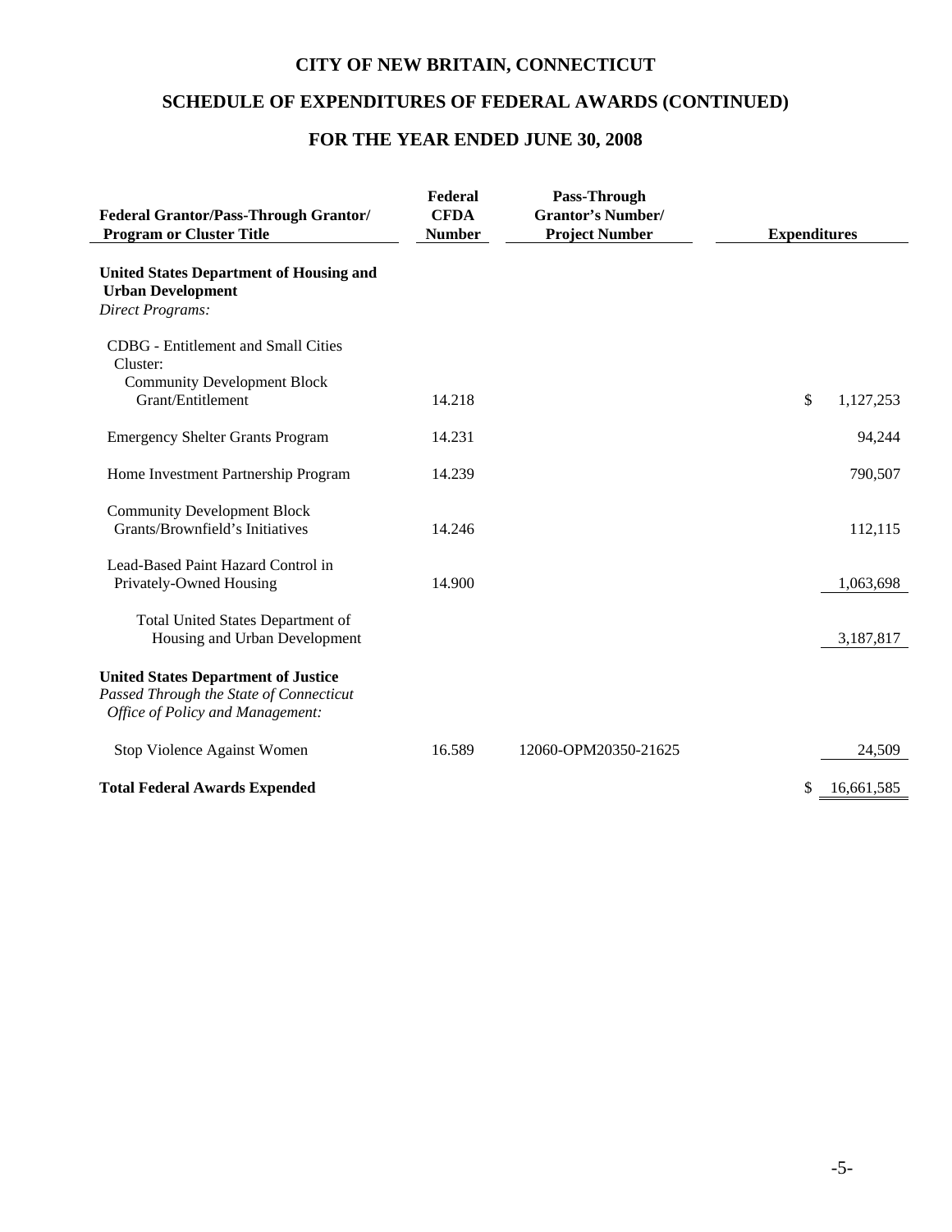# CITY OF NEW BRITAIN, CONNECTICUT

## SCHEDULE OF EXPENDITURES OF FEDERAL AWARDS (CONTINUED)

## FOR THE YEAR ENDED JUNE 30, 2008

| Federal Grantor/Pass-Through Grantor/ Program or Cluster Title | Federal CFDA Number | Pass-Through Grantor's Number/ Project Number | Expenditures |
|---|---|---|---|
| **United States Department of Housing and Urban Development** | | | |
| *Direct Programs:* | | | |
| CDBG - Entitlement and Small Cities Cluster: | | | |
| Community Development Block Grant/Entitlement | 14.218 | | $ 1,127,253 |
| Emergency Shelter Grants Program | 14.231 | | 94,244 |
| Home Investment Partnership Program | 14.239 | | 790,507 |
| Community Development Block Grants/Brownfield's Initiatives | 14.246 | | 112,115 |
| Lead-Based Paint Hazard Control in Privately-Owned Housing | 14.900 | | 1,063,698 |
| Total United States Department of Housing and Urban Development | | | 3,187,817 |
| **United States Department of Justice** | | | |
| *Passed Through the State of Connecticut Office of Policy and Management:* | | | |
| Stop Violence Against Women | 16.589 | 12060-OPM20350-21625 | 24,509 |
| **Total Federal Awards Expended** | | | $ 16,661,585 |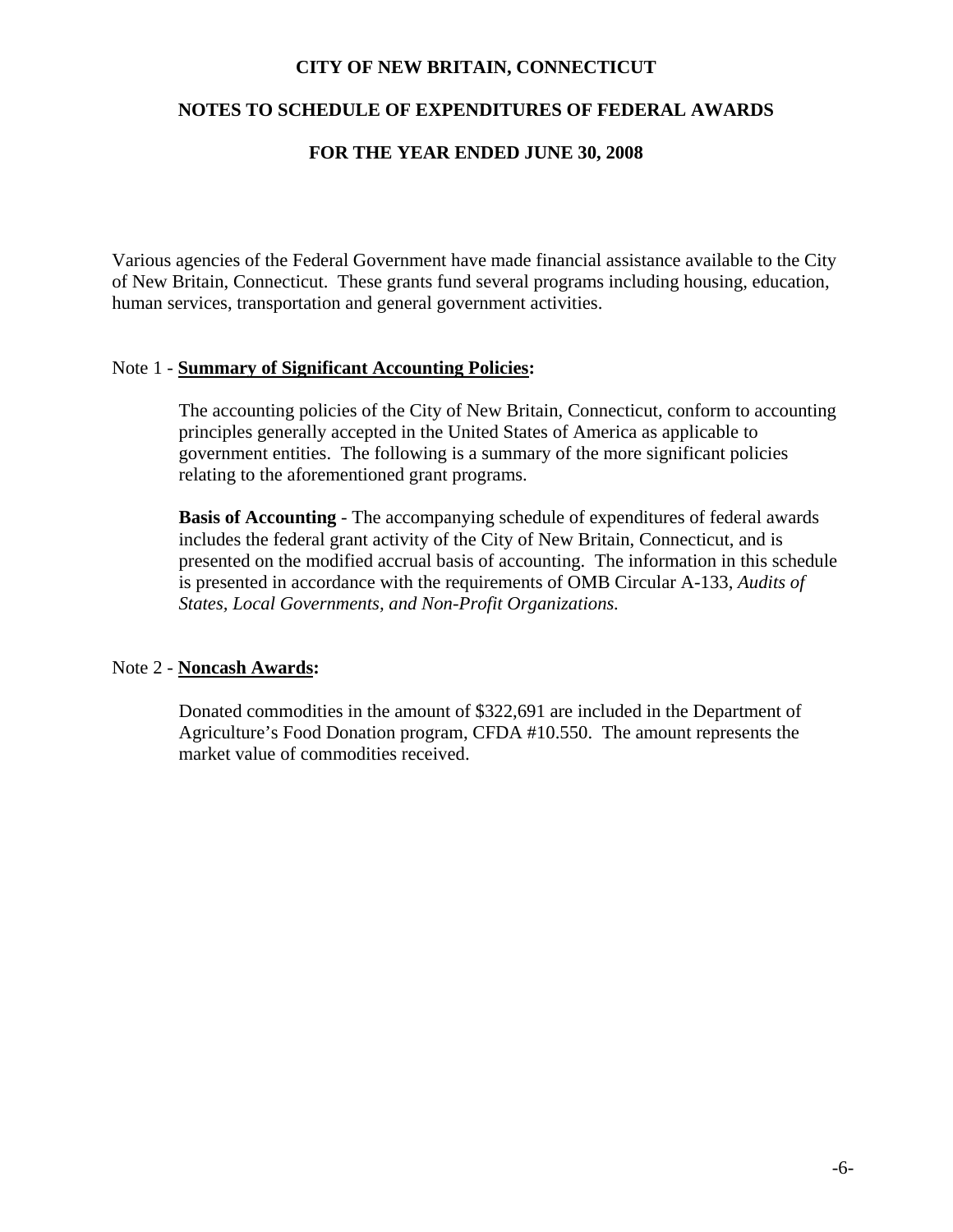# CITY OF NEW BRITAIN, CONNECTICUT

## NOTES TO SCHEDULE OF EXPENDITURES OF FEDERAL AWARDS

## FOR THE YEAR ENDED JUNE 30, 2008

Various agencies of the Federal Government have made financial assistance available to the City of New Britain, Connecticut. These grants fund several programs including housing, education, human services, transportation and general government activities.

Note 1 - **Summary of Significant Accounting Policies:**

The accounting policies of the City of New Britain, Connecticut, conform to accounting principles generally accepted in the United States of America as applicable to government entities. The following is a summary of the more significant policies relating to the aforementioned grant programs.

**Basis of Accounting** - The accompanying schedule of expenditures of federal awards includes the federal grant activity of the City of New Britain, Connecticut, and is presented on the modified accrual basis of accounting. The information in this schedule is presented in accordance with the requirements of OMB Circular A-133, *Audits of States, Local Governments, and Non-Profit Organizations.*

Note 2 - **Noncash Awards:**

Donated commodities in the amount of $322,691 are included in the Department of Agriculture's Food Donation program, CFDA #10.550. The amount represents the market value of commodities received.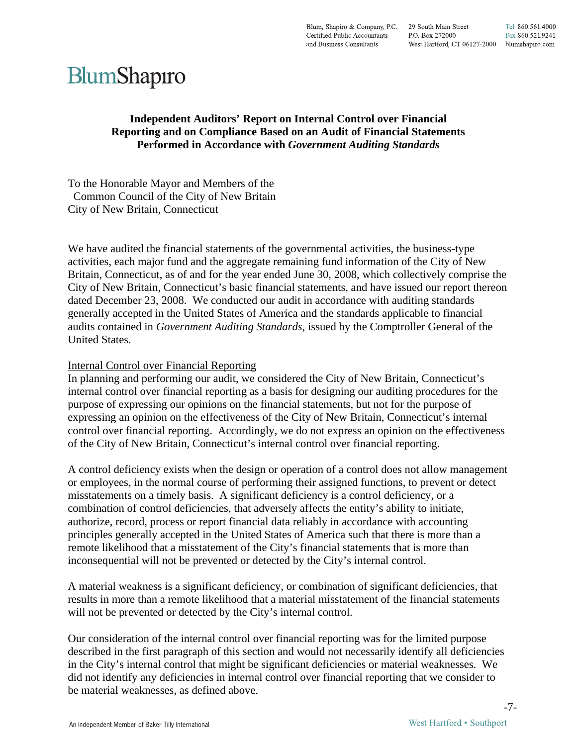Blum, Shapiro & Company, P.C.
Certified Public Accountants
and Business Consultants

29 South Main Street
P.O. Box 272000
West Hartford, CT 06127-2000

Tel 860.561.4000
Fax 860.521.9241
blumshapiro.com

BlumShapiro

## Independent Auditors' Report on Internal Control over Financial Reporting and on Compliance Based on an Audit of Financial Statements Performed in Accordance with *Government Auditing Standards*

To the Honorable Mayor and Members of the
Common Council of the City of New Britain
City of New Britain, Connecticut

We have audited the financial statements of the governmental activities, the business-type activities, each major fund and the aggregate remaining fund information of the City of New Britain, Connecticut, as of and for the year ended June 30, 2008, which collectively comprise the City of New Britain, Connecticut's basic financial statements, and have issued our report thereon dated December 23, 2008. We conducted our audit in accordance with auditing standards generally accepted in the United States of America and the standards applicable to financial audits contained in *Government Auditing Standards*, issued by the Comptroller General of the United States.

Internal Control over Financial Reporting

In planning and performing our audit, we considered the City of New Britain, Connecticut's internal control over financial reporting as a basis for designing our auditing procedures for the purpose of expressing our opinions on the financial statements, but not for the purpose of expressing an opinion on the effectiveness of the City of New Britain, Connecticut's internal control over financial reporting. Accordingly, we do not express an opinion on the effectiveness of the City of New Britain, Connecticut's internal control over financial reporting.

A control deficiency exists when the design or operation of a control does not allow management or employees, in the normal course of performing their assigned functions, to prevent or detect misstatements on a timely basis. A significant deficiency is a control deficiency, or a combination of control deficiencies, that adversely affects the entity's ability to initiate, authorize, record, process or report financial data reliably in accordance with accounting principles generally accepted in the United States of America such that there is more than a remote likelihood that a misstatement of the City's financial statements that is more than inconsequential will not be prevented or detected by the City's internal control.

A material weakness is a significant deficiency, or combination of significant deficiencies, that results in more than a remote likelihood that a material misstatement of the financial statements will not be prevented or detected by the City's internal control.

Our consideration of the internal control over financial reporting was for the limited purpose described in the first paragraph of this section and would not necessarily identify all deficiencies in the City's internal control that might be significant deficiencies or material weaknesses. We did not identify any deficiencies in internal control over financial reporting that we consider to be material weaknesses, as defined above.

An Independent Member of Baker Tilly International

West Hartford • Southport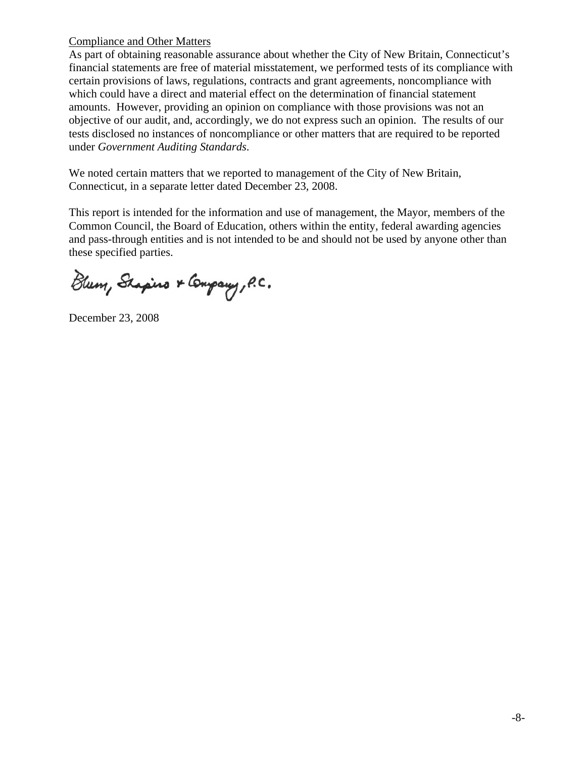Compliance and Other Matters

As part of obtaining reasonable assurance about whether the City of New Britain, Connecticut's financial statements are free of material misstatement, we performed tests of its compliance with certain provisions of laws, regulations, contracts and grant agreements, noncompliance with which could have a direct and material effect on the determination of financial statement amounts. However, providing an opinion on compliance with those provisions was not an objective of our audit, and, accordingly, we do not express such an opinion. The results of our tests disclosed no instances of noncompliance or other matters that are required to be reported under *Government Auditing Standards*.

We noted certain matters that we reported to management of the City of New Britain, Connecticut, in a separate letter dated December 23, 2008.

This report is intended for the information and use of management, the Mayor, members of the Common Council, the Board of Education, others within the entity, federal awarding agencies and pass-through entities and is not intended to be and should not be used by anyone other than these specified parties.

Blum, Shapiro & Company, P.C.

December 23, 2008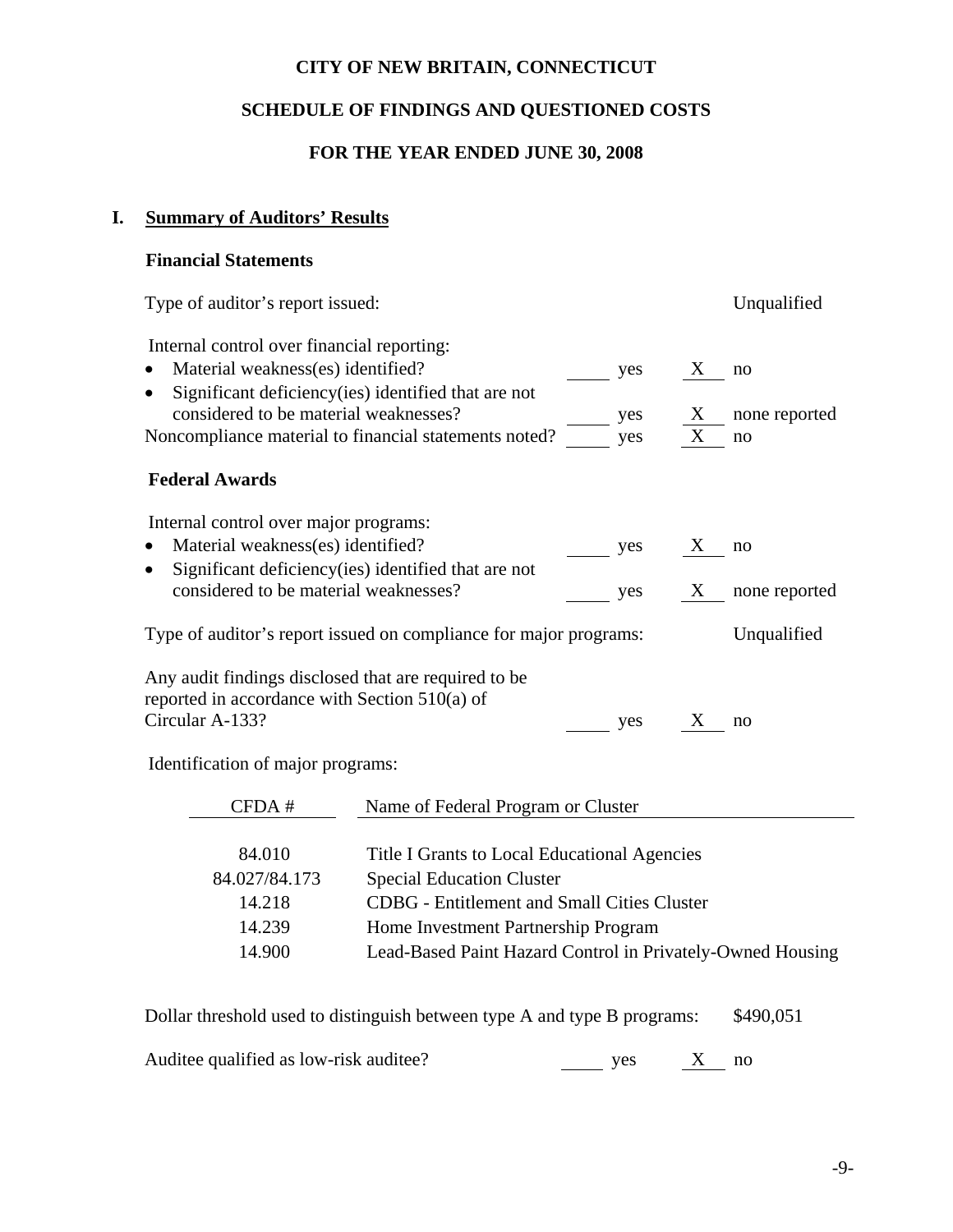# CITY OF NEW BRITAIN, CONNECTICUT

## SCHEDULE OF FINDINGS AND QUESTIONED COSTS

## FOR THE YEAR ENDED JUNE 30, 2008

### I. Summary of Auditors' Results

**Financial Statements**

Type of auditor's report issued: Unqualified

Internal control over financial reporting:

- Material weakness(es) identified? ____ yes __X__ no
- Significant deficiency(ies) identified that are not considered to be material weaknesses? ____ yes __X__ none reported

Noncompliance material to financial statements noted? ____ yes __X__ no

**Federal Awards**

Internal control over major programs:

- Material weakness(es) identified? ____ yes __X__ no
- Significant deficiency(ies) identified that are not considered to be material weaknesses? ____ yes __X__ none reported

Type of auditor's report issued on compliance for major programs: Unqualified

Any audit findings disclosed that are required to be reported in accordance with Section 510(a) of Circular A-133? ____ yes __X__ no

Identification of major programs:

| CFDA # | Name of Federal Program or Cluster |
|---|---|
| 84.010 | Title I Grants to Local Educational Agencies |
| 84.027/84.173 | Special Education Cluster |
| 14.218 | CDBG - Entitlement and Small Cities Cluster |
| 14.239 | Home Investment Partnership Program |
| 14.900 | Lead-Based Paint Hazard Control in Privately-Owned Housing |

Dollar threshold used to distinguish between type A and type B programs: $490,051

Auditee qualified as low-risk auditee? ____ yes __X__ no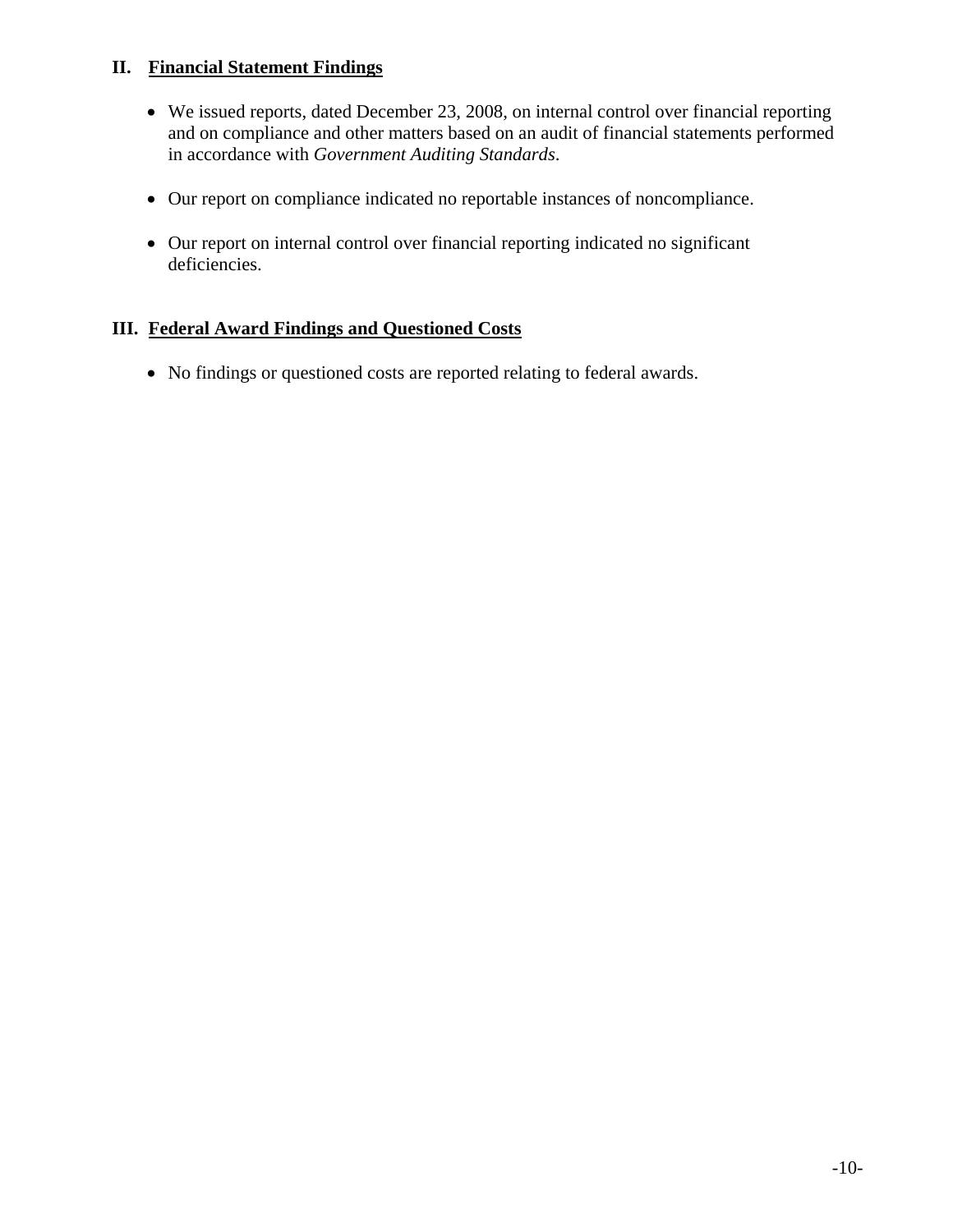## II. Financial Statement Findings

- We issued reports, dated December 23, 2008, on internal control over financial reporting and on compliance and other matters based on an audit of financial statements performed in accordance with *Government Auditing Standards*.

- Our report on compliance indicated no reportable instances of noncompliance.

- Our report on internal control over financial reporting indicated no significant deficiencies.

## III. Federal Award Findings and Questioned Costs

- No findings or questioned costs are reported relating to federal awards.